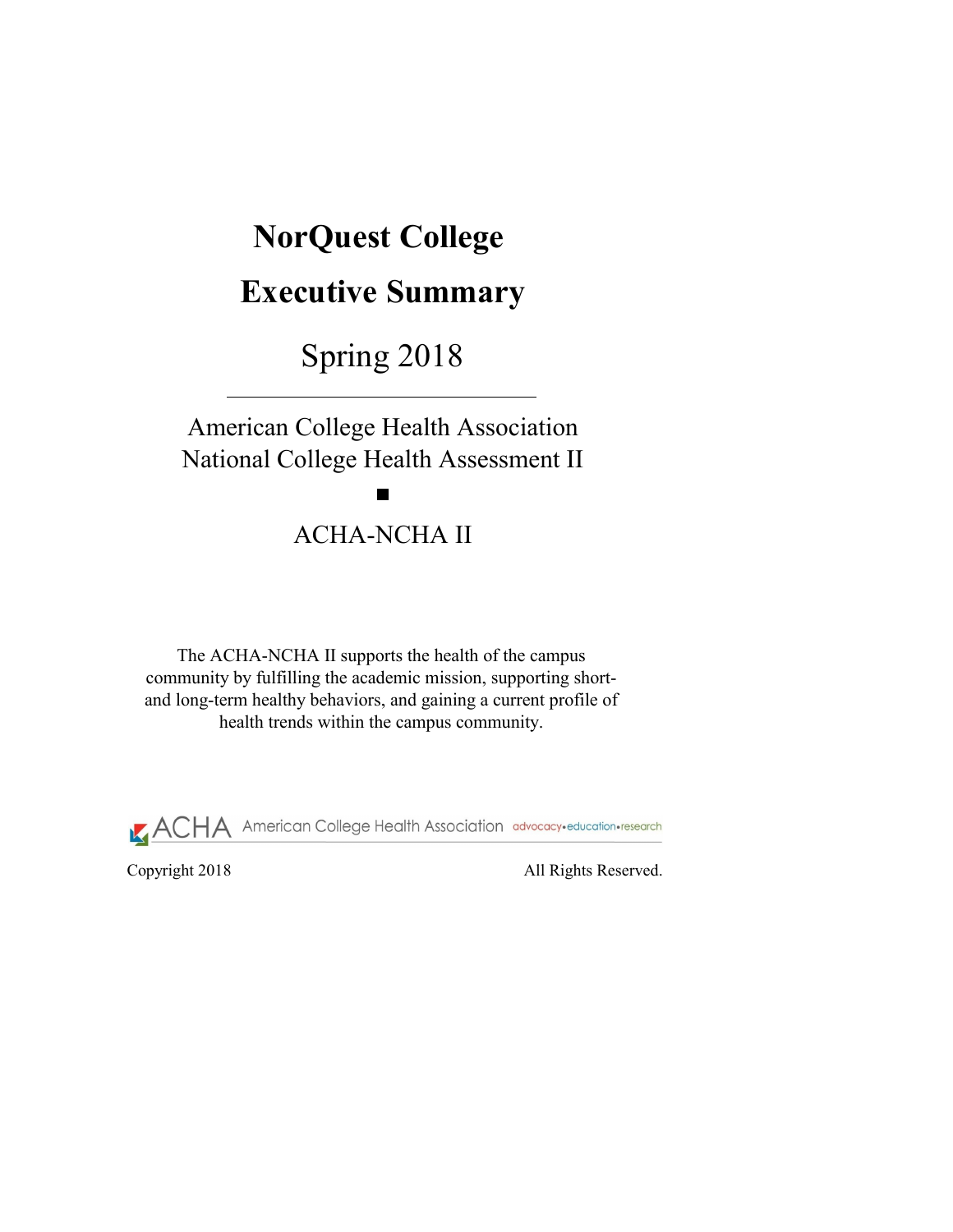# NorQuest College

# Executive Summary

## Spring 2018

---

American College Health Association
National College Health Assessment II

■

ACHA-NCHA II

The ACHA-NCHA II supports the health of the campus community by fulfilling the academic mission, supporting short- and long-term healthy behaviors, and gaining a current profile of health trends within the campus community.

ACHA American College Health Association advocacy•education•research

Copyright 2018 All Rights Reserved.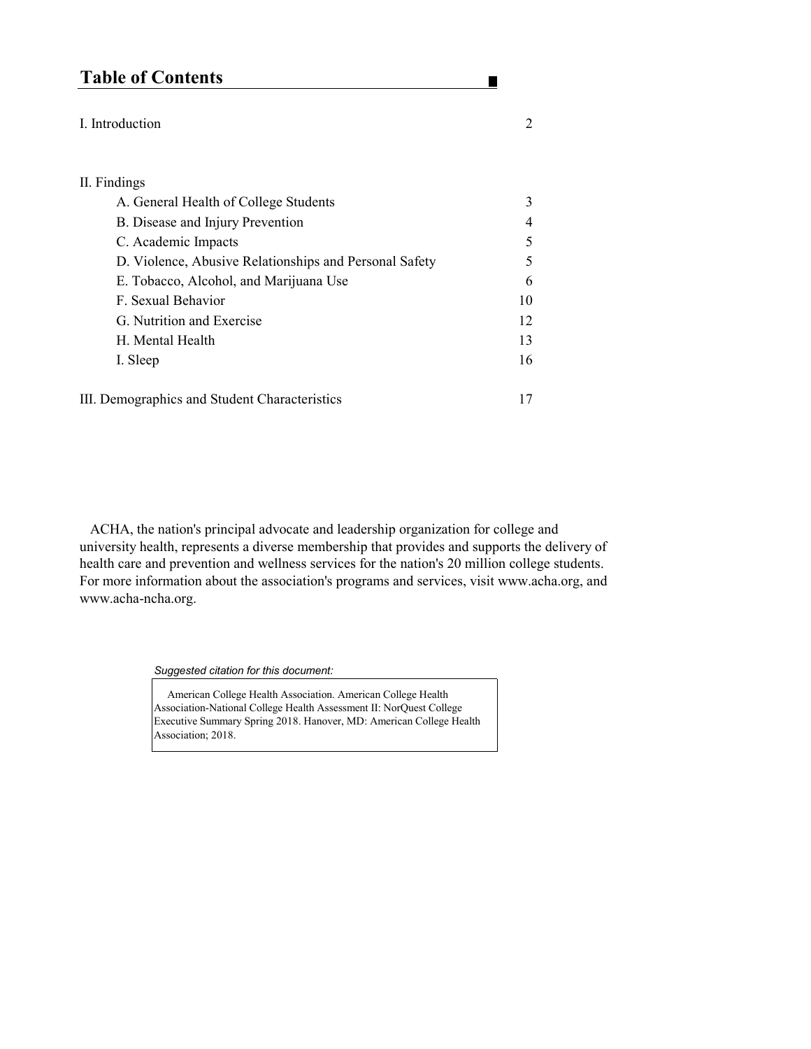# Table of Contents

| | |
|---|---|
| I. Introduction | 2 |
| II. Findings | |
| A. General Health of College Students | 3 |
| B. Disease and Injury Prevention | 4 |
| C. Academic Impacts | 5 |
| D. Violence, Abusive Relationships and Personal Safety | 5 |
| E. Tobacco, Alcohol, and Marijuana Use | 6 |
| F. Sexual Behavior | 10 |
| G. Nutrition and Exercise | 12 |
| H. Mental Health | 13 |
| I. Sleep | 16 |
| III. Demographics and Student Characteristics | 17 |

ACHA, the nation's principal advocate and leadership organization for college and university health, represents a diverse membership that provides and supports the delivery of health care and prevention and wellness services for the nation's 20 million college students. For more information about the association's programs and services, visit www.acha.org, and www.acha-ncha.org.

*Suggested citation for this document:*

American College Health Association. American College Health Association-National College Health Assessment II: NorQuest College Executive Summary Spring 2018. Hanover, MD: American College Health Association; 2018.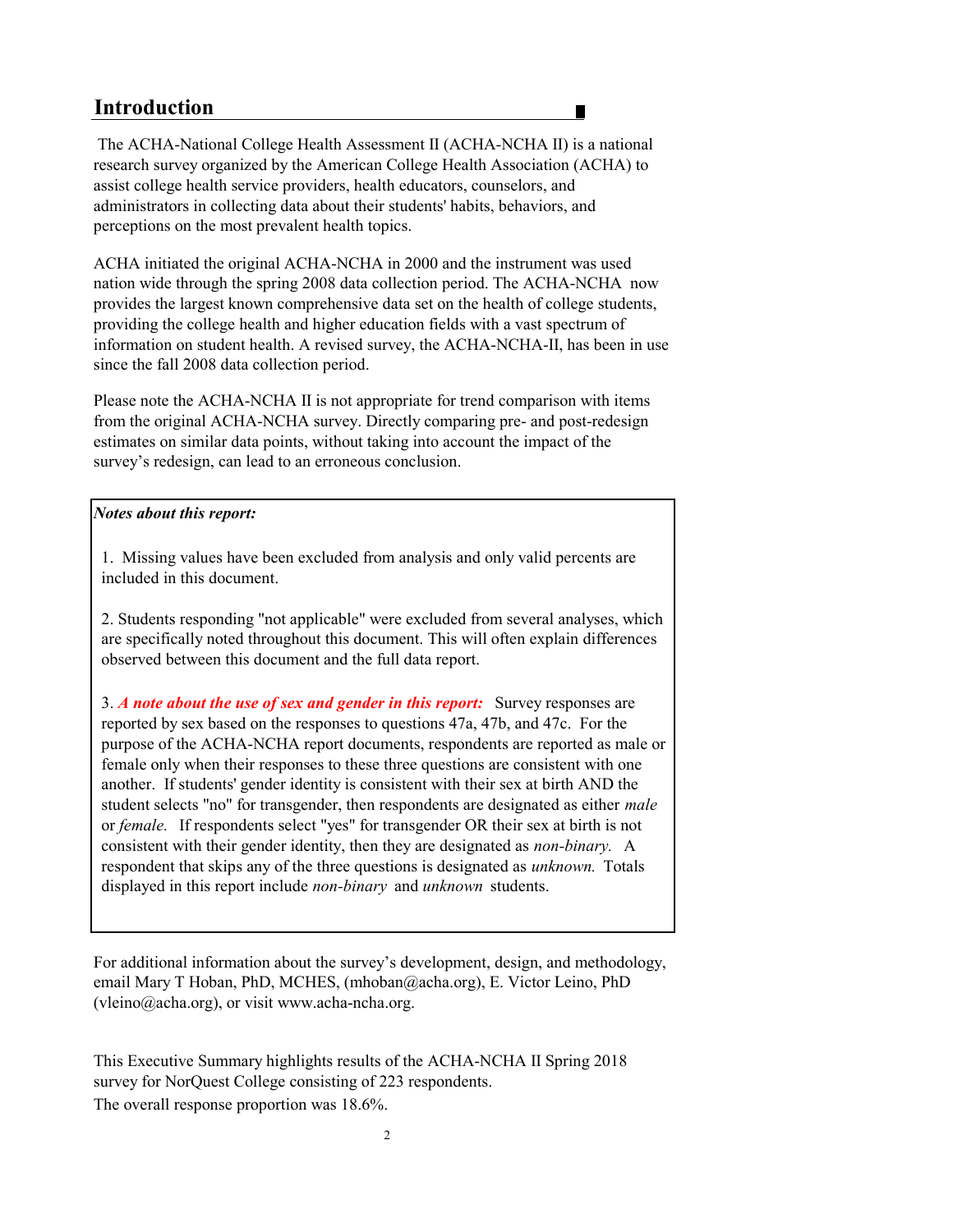## Introduction

The ACHA-National College Health Assessment II (ACHA-NCHA II) is a national research survey organized by the American College Health Association (ACHA) to assist college health service providers, health educators, counselors, and administrators in collecting data about their students' habits, behaviors, and perceptions on the most prevalent health topics.

ACHA initiated the original ACHA-NCHA in 2000 and the instrument was used nation wide through the spring 2008 data collection period. The ACHA-NCHA now provides the largest known comprehensive data set on the health of college students, providing the college health and higher education fields with a vast spectrum of information on student health. A revised survey, the ACHA-NCHA-II, has been in use since the fall 2008 data collection period.

Please note the ACHA-NCHA II is not appropriate for trend comparison with items from the original ACHA-NCHA survey. Directly comparing pre- and post-redesign estimates on similar data points, without taking into account the impact of the survey's redesign, can lead to an erroneous conclusion.

***Notes about this report:***

1. Missing values have been excluded from analysis and only valid percents are included in this document.

2. Students responding "not applicable" were excluded from several analyses, which are specifically noted throughout this document. This will often explain differences observed between this document and the full data report.

3. ***A note about the use of sex and gender in this report:*** Survey responses are reported by sex based on the responses to questions 47a, 47b, and 47c. For the purpose of the ACHA-NCHA report documents, respondents are reported as male or female only when their responses to these three questions are consistent with one another. If students' gender identity is consistent with their sex at birth AND the student selects "no" for transgender, then respondents are designated as either *male* or *female.* If respondents select "yes" for transgender OR their sex at birth is not consistent with their gender identity, then they are designated as *non-binary.* A respondent that skips any of the three questions is designated as *unknown.* Totals displayed in this report include *non-binary* and *unknown* students.

For additional information about the survey's development, design, and methodology, email Mary T Hoban, PhD, MCHES, (mhoban@acha.org), E. Victor Leino, PhD (vleino@acha.org), or visit www.acha-ncha.org.

This Executive Summary highlights results of the ACHA-NCHA II Spring 2018 survey for NorQuest College consisting of 223 respondents.
The overall response proportion was 18.6%.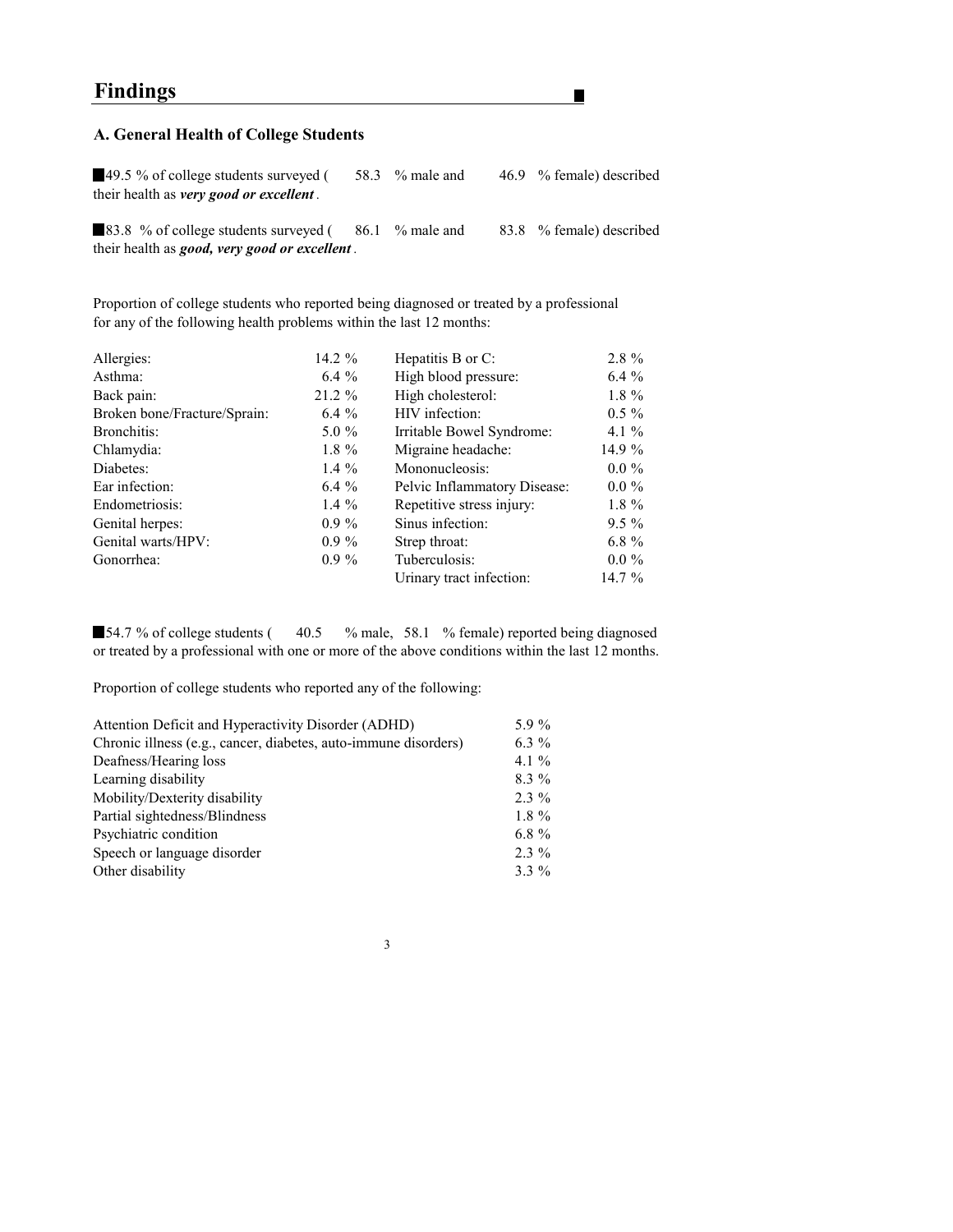# Findings

## A. General Health of College Students

- 49.5 % of college students surveyed ( 58.3 % male and 46.9 % female) described their health as ***very good or excellent***.

- 83.8 % of college students surveyed ( 86.1 % male and 83.8 % female) described their health as ***good, very good or excellent***.

Proportion of college students who reported being diagnosed or treated by a professional for any of the following health problems within the last 12 months:

| | | | |
|---|---|---|---|
| Allergies: | 14.2 % | Hepatitis B or C: | 2.8 % |
| Asthma: | 6.4 % | High blood pressure: | 6.4 % |
| Back pain: | 21.2 % | High cholesterol: | 1.8 % |
| Broken bone/Fracture/Sprain: | 6.4 % | HIV infection: | 0.5 % |
| Bronchitis: | 5.0 % | Irritable Bowel Syndrome: | 4.1 % |
| Chlamydia: | 1.8 % | Migraine headache: | 14.9 % |
| Diabetes: | 1.4 % | Mononucleosis: | 0.0 % |
| Ear infection: | 6.4 % | Pelvic Inflammatory Disease: | 0.0 % |
| Endometriosis: | 1.4 % | Repetitive stress injury: | 1.8 % |
| Genital herpes: | 0.9 % | Sinus infection: | 9.5 % |
| Genital warts/HPV: | 0.9 % | Strep throat: | 6.8 % |
| Gonorrhea: | 0.9 % | Tuberculosis: | 0.0 % |
| | | Urinary tract infection: | 14.7 % |

- 54.7 % of college students ( 40.5 % male, 58.1 % female) reported being diagnosed or treated by a professional with one or more of the above conditions within the last 12 months.

Proportion of college students who reported any of the following:

| | |
|---|---|
| Attention Deficit and Hyperactivity Disorder (ADHD) | 5.9 % |
| Chronic illness (e.g., cancer, diabetes, auto-immune disorders) | 6.3 % |
| Deafness/Hearing loss | 4.1 % |
| Learning disability | 8.3 % |
| Mobility/Dexterity disability | 2.3 % |
| Partial sightedness/Blindness | 1.8 % |
| Psychiatric condition | 6.8 % |
| Speech or language disorder | 2.3 % |
| Other disability | 3.3 % |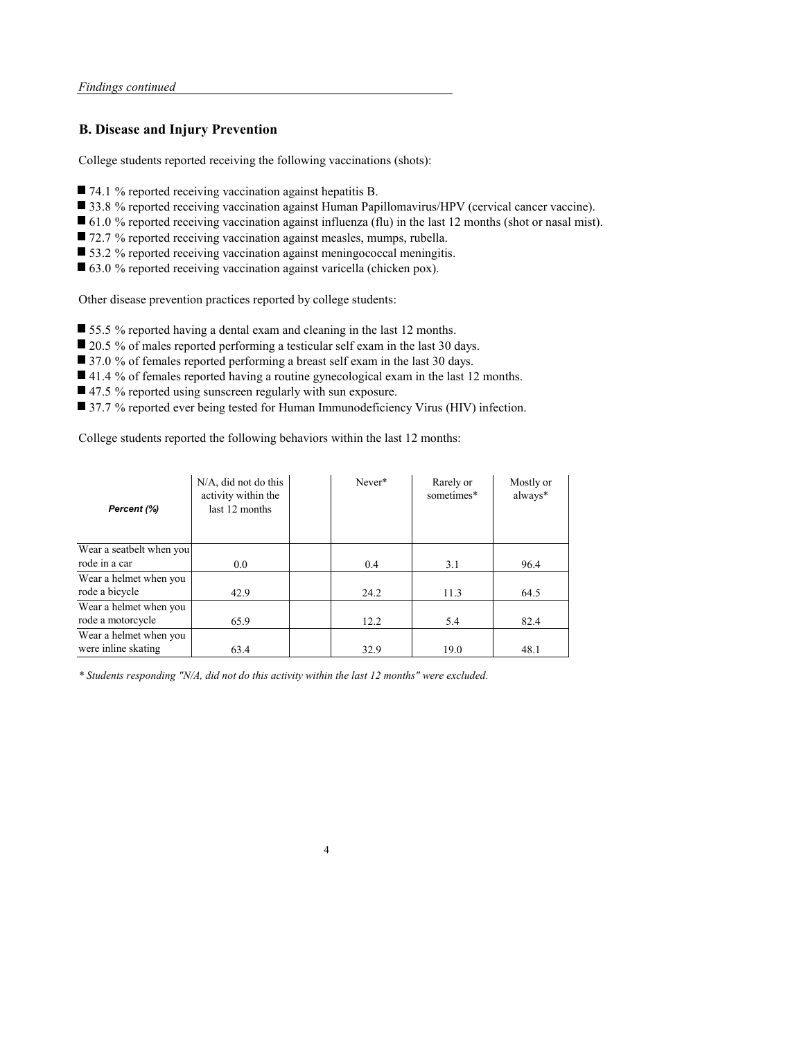*Findings continued*

## B. Disease and Injury Prevention

College students reported receiving the following vaccinations (shots):

- 74.1 % reported receiving vaccination against hepatitis B.
- 33.8 % reported receiving vaccination against Human Papillomavirus/HPV (cervical cancer vaccine).
- 61.0 % reported receiving vaccination against influenza (flu) in the last 12 months (shot or nasal mist).
- 72.7 % reported receiving vaccination against measles, mumps, rubella.
- 53.2 % reported receiving vaccination against meningococcal meningitis.
- 63.0 % reported receiving vaccination against varicella (chicken pox).

Other disease prevention practices reported by college students:

- 55.5 % reported having a dental exam and cleaning in the last 12 months.
- 20.5 % of males reported performing a testicular self exam in the last 30 days.
- 37.0 % of females reported performing a breast self exam in the last 30 days.
- 41.4 % of females reported having a routine gynecological exam in the last 12 months.
- 47.5 % reported using sunscreen regularly with sun exposure.
- 37.7 % reported ever being tested for Human Immunodeficiency Virus (HIV) infection.

College students reported the following behaviors within the last 12 months:

| *Percent (%)* | N/A, did not do this activity within the last 12 months | | Never* | Rarely or sometimes* | Mostly or always* |
|---|---|---|---|---|---|
| Wear a seatbelt when you rode in a car | 0.0 | | 0.4 | 3.1 | 96.4 |
| Wear a helmet when you rode a bicycle | 42.9 | | 24.2 | 11.3 | 64.5 |
| Wear a helmet when you rode a motorcycle | 65.9 | | 12.2 | 5.4 | 82.4 |
| Wear a helmet when you were inline skating | 63.4 | | 32.9 | 19.0 | 48.1 |

*\* Students responding "N/A, did not do this activity within the last 12 months" were excluded.*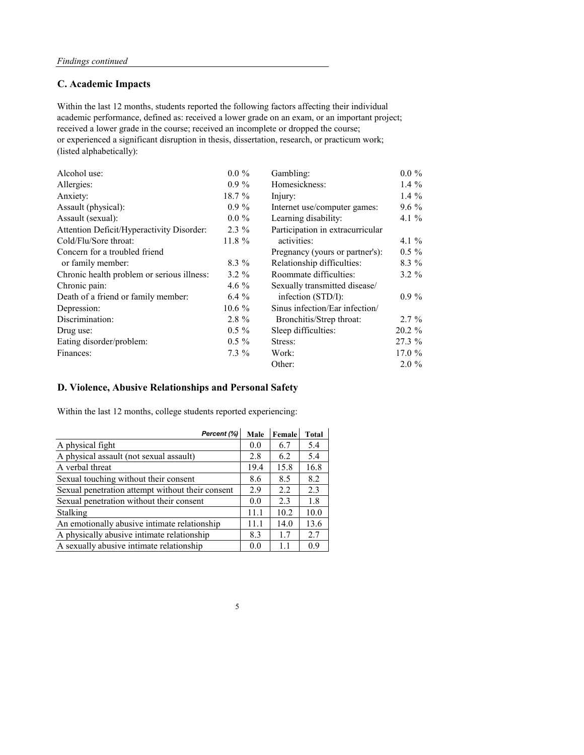*Findings continued*

## C. Academic Impacts

Within the last 12 months, students reported the following factors affecting their individual academic performance, defined as: received a lower grade on an exam, or an important project; received a lower grade in the course; received an incomplete or dropped the course; or experienced a significant disruption in thesis, dissertation, research, or practicum work; (listed alphabetically):

| | | | |
|---|---|---|---|
| Alcohol use: | 0.0 % | Gambling: | 0.0 % |
| Allergies: | 0.9 % | Homesickness: | 1.4 % |
| Anxiety: | 18.7 % | Injury: | 1.4 % |
| Assault (physical): | 0.9 % | Internet use/computer games: | 9.6 % |
| Assault (sexual): | 0.0 % | Learning disability: | 4.1 % |
| Attention Deficit/Hyperactivity Disorder: | 2.3 % | Participation in extracurricular activities: | 4.1 % |
| Cold/Flu/Sore throat: | 11.8 % | Pregnancy (yours or partner's): | 0.5 % |
| Concern for a troubled friend or family member: | 8.3 % | Relationship difficulties: | 8.3 % |
| Chronic health problem or serious illness: | 3.2 % | Roommate difficulties: | 3.2 % |
| Chronic pain: | 4.6 % | Sexually transmitted disease/ infection (STD/I): | 0.9 % |
| Death of a friend or family member: | 6.4 % | Sinus infection/Ear infection/ Bronchitis/Strep throat: | 2.7 % |
| Depression: | 10.6 % | Sleep difficulties: | 20.2 % |
| Discrimination: | 2.8 % | Stress: | 27.3 % |
| Drug use: | 0.5 % | Work: | 17.0 % |
| Eating disorder/problem: | 0.5 % | Other: | 2.0 % |
| Finances: | 7.3 % | | |

## D. Violence, Abusive Relationships and Personal Safety

Within the last 12 months, college students reported experiencing:

| *Percent (%)* | Male | Female | Total |
|---|---|---|---|
| A physical fight | 0.0 | 6.7 | 5.4 |
| A physical assault (not sexual assault) | 2.8 | 6.2 | 5.4 |
| A verbal threat | 19.4 | 15.8 | 16.8 |
| Sexual touching without their consent | 8.6 | 8.5 | 8.2 |
| Sexual penetration attempt without their consent | 2.9 | 2.2 | 2.3 |
| Sexual penetration without their consent | 0.0 | 2.3 | 1.8 |
| Stalking | 11.1 | 10.2 | 10.0 |
| An emotionally abusive intimate relationship | 11.1 | 14.0 | 13.6 |
| A physically abusive intimate relationship | 8.3 | 1.7 | 2.7 |
| A sexually abusive intimate relationship | 0.0 | 1.1 | 0.9 |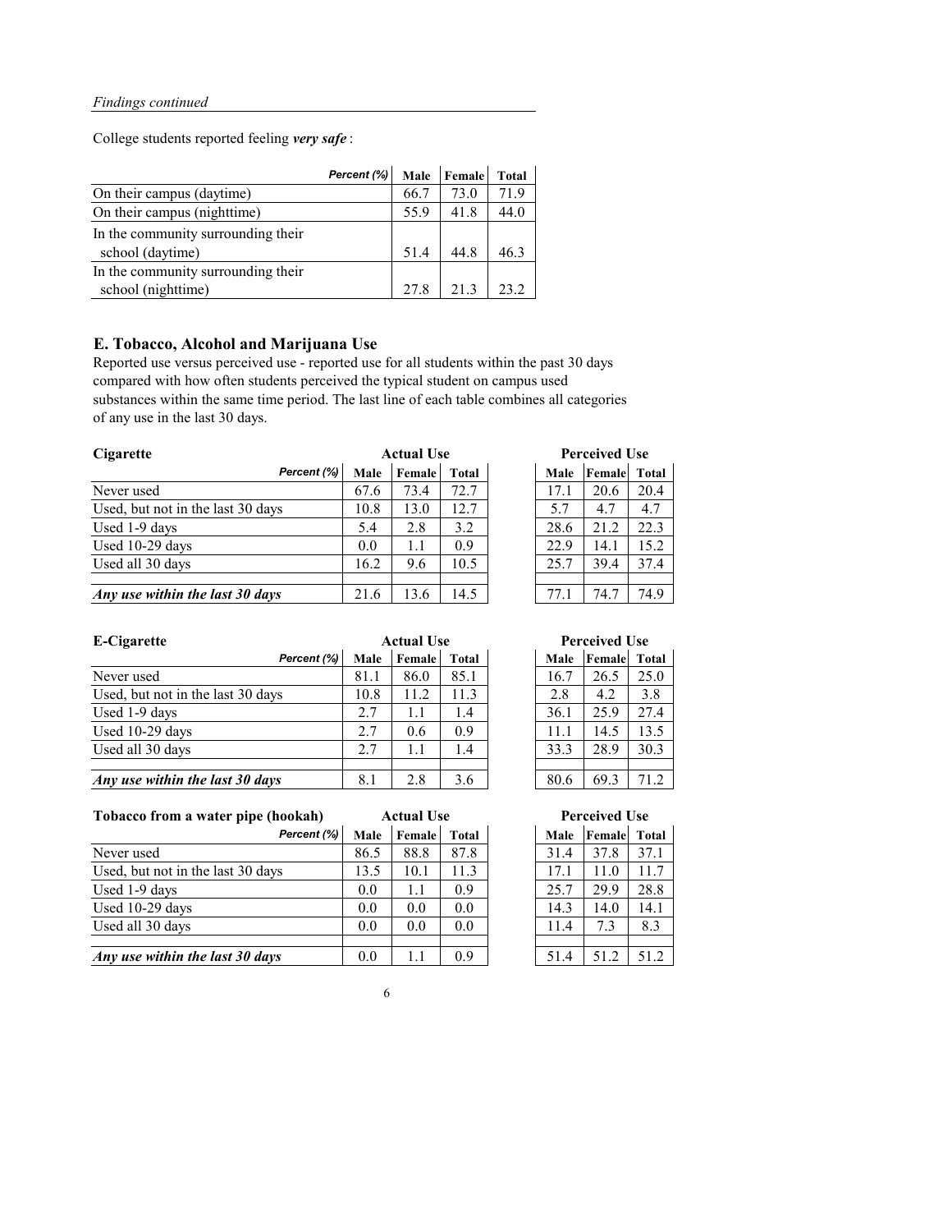*Findings continued*

College students reported feeling ***very safe*** :

| *Percent (%)* | Male | Female | Total |
|---|---|---|---|
| On their campus (daytime) | 66.7 | 73.0 | 71.9 |
| On their campus (nighttime) | 55.9 | 41.8 | 44.0 |
| In the community surrounding their school (daytime) | 51.4 | 44.8 | 46.3 |
| In the community surrounding their school (nighttime) | 27.8 | 21.3 | 23.2 |

## E. Tobacco, Alcohol and Marijuana Use

Reported use versus perceived use - reported use for all students within the past 30 days compared with how often students perceived the typical student on campus used substances within the same time period. The last line of each table combines all categories of any use in the last 30 days.

| **Cigarette** | Actual Use | | | Perceived Use | | |
|---|---|---|---|---|---|---|
| *Percent (%)* | Male | Female | Total | Male | Female | Total |
| Never used | 67.6 | 73.4 | 72.7 | 17.1 | 20.6 | 20.4 |
| Used, but not in the last 30 days | 10.8 | 13.0 | 12.7 | 5.7 | 4.7 | 4.7 |
| Used 1-9 days | 5.4 | 2.8 | 3.2 | 28.6 | 21.2 | 22.3 |
| Used 10-29 days | 0.0 | 1.1 | 0.9 | 22.9 | 14.1 | 15.2 |
| Used all 30 days | 16.2 | 9.6 | 10.5 | 25.7 | 39.4 | 37.4 |
| ***Any use within the last 30 days*** | 21.6 | 13.6 | 14.5 | 77.1 | 74.7 | 74.9 |

| **E-Cigarette** | Actual Use | | | Perceived Use | | |
|---|---|---|---|---|---|---|
| *Percent (%)* | Male | Female | Total | Male | Female | Total |
| Never used | 81.1 | 86.0 | 85.1 | 16.7 | 26.5 | 25.0 |
| Used, but not in the last 30 days | 10.8 | 11.2 | 11.3 | 2.8 | 4.2 | 3.8 |
| Used 1-9 days | 2.7 | 1.1 | 1.4 | 36.1 | 25.9 | 27.4 |
| Used 10-29 days | 2.7 | 0.6 | 0.9 | 11.1 | 14.5 | 13.5 |
| Used all 30 days | 2.7 | 1.1 | 1.4 | 33.3 | 28.9 | 30.3 |
| ***Any use within the last 30 days*** | 8.1 | 2.8 | 3.6 | 80.6 | 69.3 | 71.2 |

| **Tobacco from a water pipe (hookah)** | Actual Use | | | Perceived Use | | |
|---|---|---|---|---|---|---|
| *Percent (%)* | Male | Female | Total | Male | Female | Total |
| Never used | 86.5 | 88.8 | 87.8 | 31.4 | 37.8 | 37.1 |
| Used, but not in the last 30 days | 13.5 | 10.1 | 11.3 | 17.1 | 11.0 | 11.7 |
| Used 1-9 days | 0.0 | 1.1 | 0.9 | 25.7 | 29.9 | 28.8 |
| Used 10-29 days | 0.0 | 0.0 | 0.0 | 14.3 | 14.0 | 14.1 |
| Used all 30 days | 0.0 | 0.0 | 0.0 | 11.4 | 7.3 | 8.3 |
| ***Any use within the last 30 days*** | 0.0 | 1.1 | 0.9 | 51.4 | 51.2 | 51.2 |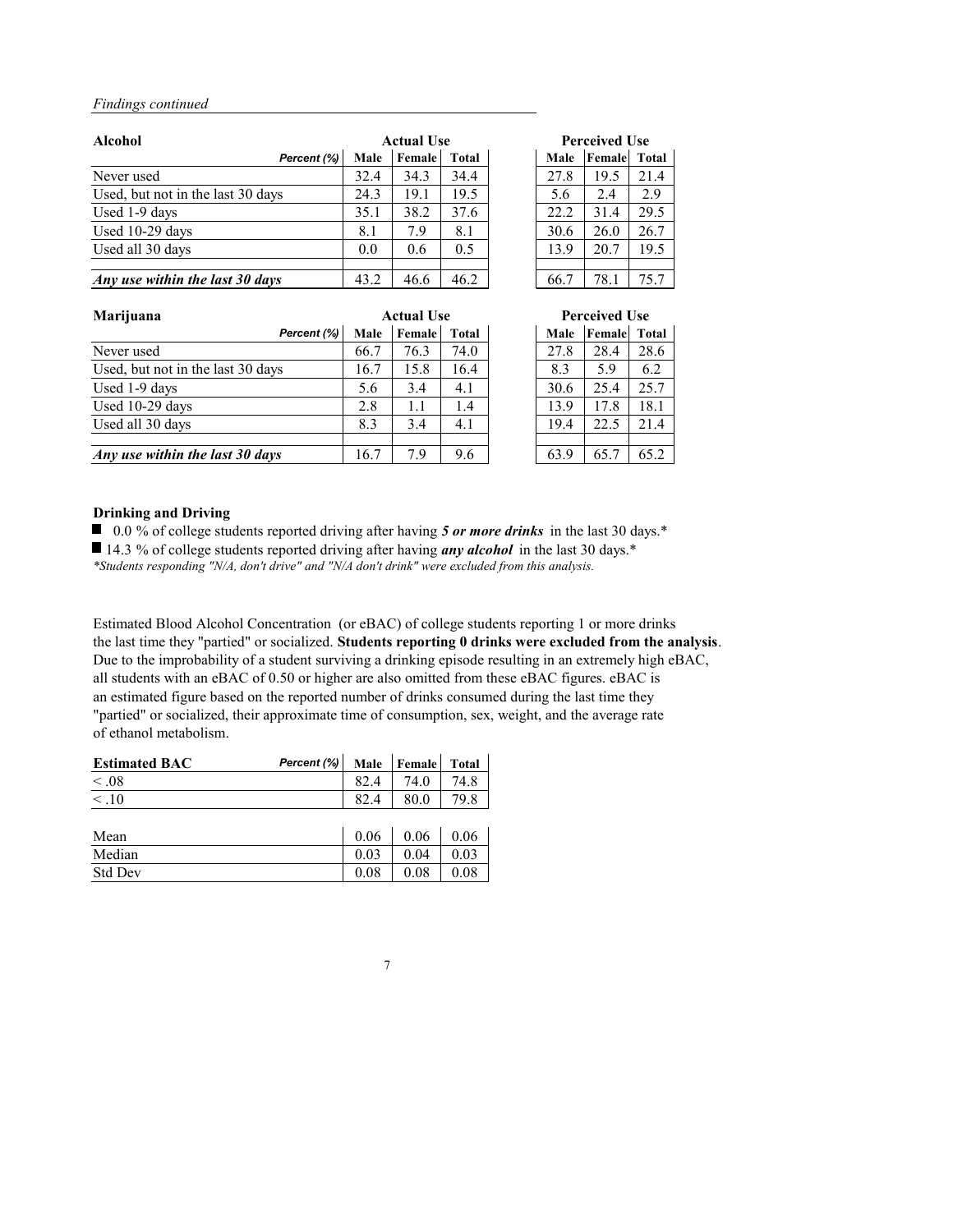*Findings continued*

| Alcohol | Actual Use | | | Perceived Use | | |
|---|---|---|---|---|---|---|
| Percent (%) | Male | Female | Total | Male | Female | Total |
| Never used | 32.4 | 34.3 | 34.4 | 27.8 | 19.5 | 21.4 |
| Used, but not in the last 30 days | 24.3 | 19.1 | 19.5 | 5.6 | 2.4 | 2.9 |
| Used 1-9 days | 35.1 | 38.2 | 37.6 | 22.2 | 31.4 | 29.5 |
| Used 10-29 days | 8.1 | 7.9 | 8.1 | 30.6 | 26.0 | 26.7 |
| Used all 30 days | 0.0 | 0.6 | 0.5 | 13.9 | 20.7 | 19.5 |
| ***Any use within the last 30 days*** | 43.2 | 46.6 | 46.2 | 66.7 | 78.1 | 75.7 |

| Marijuana | Actual Use | | | Perceived Use | | |
|---|---|---|---|---|---|---|
| Percent (%) | Male | Female | Total | Male | Female | Total |
| Never used | 66.7 | 76.3 | 74.0 | 27.8 | 28.4 | 28.6 |
| Used, but not in the last 30 days | 16.7 | 15.8 | 16.4 | 8.3 | 5.9 | 6.2 |
| Used 1-9 days | 5.6 | 3.4 | 4.1 | 30.6 | 25.4 | 25.7 |
| Used 10-29 days | 2.8 | 1.1 | 1.4 | 13.9 | 17.8 | 18.1 |
| Used all 30 days | 8.3 | 3.4 | 4.1 | 19.4 | 22.5 | 21.4 |
| ***Any use within the last 30 days*** | 16.7 | 7.9 | 9.6 | 63.9 | 65.7 | 65.2 |

**Drinking and Driving**

- 0.0 % of college students reported driving after having ***5 or more drinks*** in the last 30 days.*
- 14.3 % of college students reported driving after having ***any alcohol*** in the last 30 days.*

*\*Students responding "N/A, don't drive" and "N/A don't drink" were excluded from this analysis.*

Estimated Blood Alcohol Concentration (or eBAC) of college students reporting 1 or more drinks the last time they "partied" or socialized. **Students reporting 0 drinks were excluded from the analysis**. Due to the improbability of a student surviving a drinking episode resulting in an extremely high eBAC, all students with an eBAC of 0.50 or higher are also omitted from these eBAC figures. eBAC is an estimated figure based on the reported number of drinks consumed during the last time they "partied" or socialized, their approximate time of consumption, sex, weight, and the average rate of ethanol metabolism.

| Estimated BAC (Percent (%)) | Male | Female | Total |
|---|---|---|---|
| < .08 | 82.4 | 74.0 | 74.8 |
| < .10 | 82.4 | 80.0 | 79.8 |
| | | | |
| Mean | 0.06 | 0.06 | 0.06 |
| Median | 0.03 | 0.04 | 0.03 |
| Std Dev | 0.08 | 0.08 | 0.08 |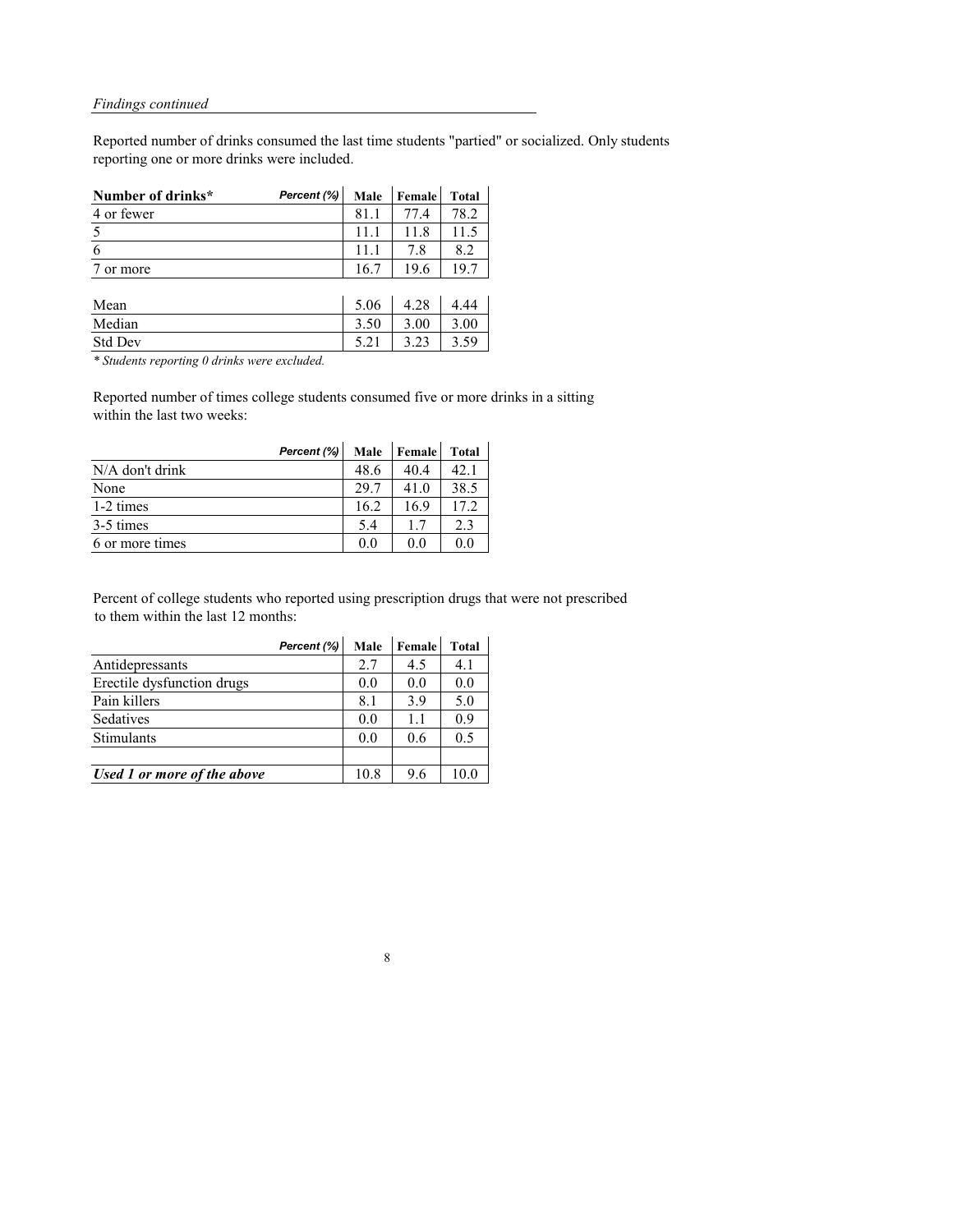*Findings continued*

Reported number of drinks consumed the last time students "partied" or socialized. Only students reporting one or more drinks were included.

| Number of drinks* — Percent (%) | Male | Female | Total |
|---|---|---|---|
| 4 or fewer | 81.1 | 77.4 | 78.2 |
| 5 | 11.1 | 11.8 | 11.5 |
| 6 | 11.1 | 7.8 | 8.2 |
| 7 or more | 16.7 | 19.6 | 19.7 |
| | | | |
| Mean | 5.06 | 4.28 | 4.44 |
| Median | 3.50 | 3.00 | 3.00 |
| Std Dev | 5.21 | 3.23 | 3.59 |

*\* Students reporting 0 drinks were excluded.*

Reported number of times college students consumed five or more drinks in a sitting within the last two weeks:

| Percent (%) | Male | Female | Total |
|---|---|---|---|
| N/A don't drink | 48.6 | 40.4 | 42.1 |
| None | 29.7 | 41.0 | 38.5 |
| 1-2 times | 16.2 | 16.9 | 17.2 |
| 3-5 times | 5.4 | 1.7 | 2.3 |
| 6 or more times | 0.0 | 0.0 | 0.0 |

Percent of college students who reported using prescription drugs that were not prescribed to them within the last 12 months:

| Percent (%) | Male | Female | Total |
|---|---|---|---|
| Antidepressants | 2.7 | 4.5 | 4.1 |
| Erectile dysfunction drugs | 0.0 | 0.0 | 0.0 |
| Pain killers | 8.1 | 3.9 | 5.0 |
| Sedatives | 0.0 | 1.1 | 0.9 |
| Stimulants | 0.0 | 0.6 | 0.5 |
| | | | |
| ***Used 1 or more of the above*** | 10.8 | 9.6 | 10.0 |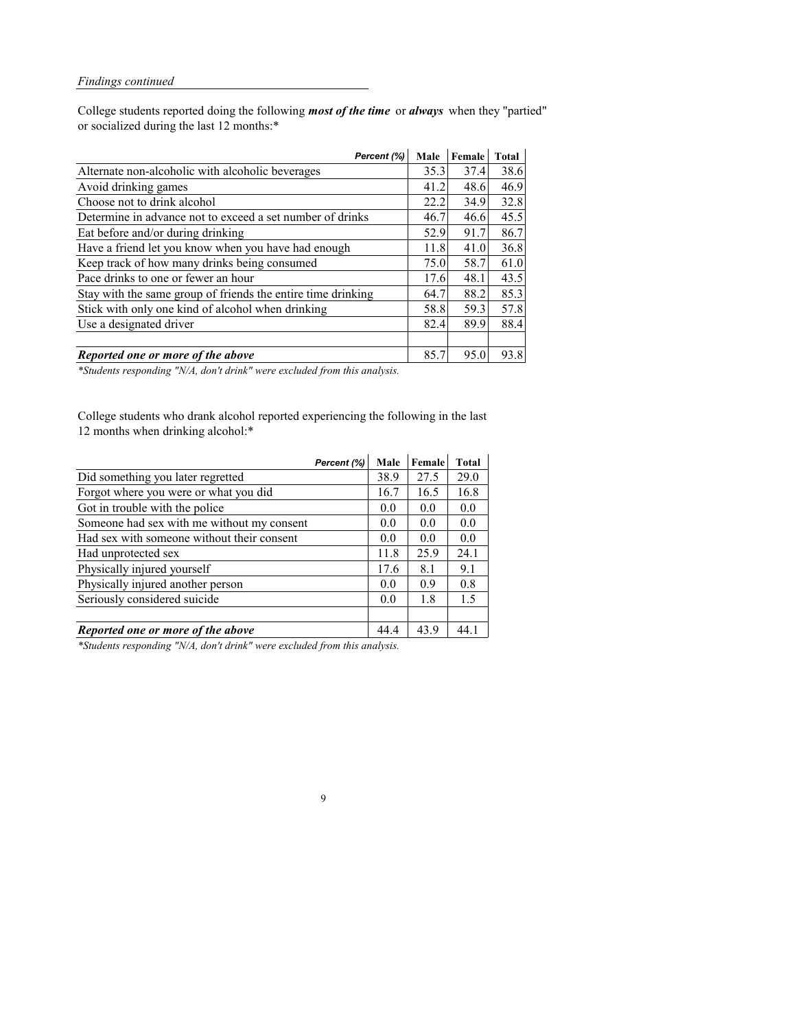*Findings continued*

College students reported doing the following ***most of the time*** or ***always*** when they "partied" or socialized during the last 12 months:*

| *Percent (%)* | Male | Female | Total |
|---|---|---|---|
| Alternate non-alcoholic with alcoholic beverages | 35.3 | 37.4 | 38.6 |
| Avoid drinking games | 41.2 | 48.6 | 46.9 |
| Choose not to drink alcohol | 22.2 | 34.9 | 32.8 |
| Determine in advance not to exceed a set number of drinks | 46.7 | 46.6 | 45.5 |
| Eat before and/or during drinking | 52.9 | 91.7 | 86.7 |
| Have a friend let you know when you have had enough | 11.8 | 41.0 | 36.8 |
| Keep track of how many drinks being consumed | 75.0 | 58.7 | 61.0 |
| Pace drinks to one or fewer an hour | 17.6 | 48.1 | 43.5 |
| Stay with the same group of friends the entire time drinking | 64.7 | 88.2 | 85.3 |
| Stick with only one kind of alcohol when drinking | 58.8 | 59.3 | 57.8 |
| Use a designated driver | 82.4 | 89.9 | 88.4 |
| | | | |
| ***Reported one or more of the above*** | 85.7 | 95.0 | 93.8 |

*\*Students responding "N/A, don't drink" were excluded from this analysis.*

College students who drank alcohol reported experiencing the following in the last 12 months when drinking alcohol:*

| *Percent (%)* | Male | Female | Total |
|---|---|---|---|
| Did something you later regretted | 38.9 | 27.5 | 29.0 |
| Forgot where you were or what you did | 16.7 | 16.5 | 16.8 |
| Got in trouble with the police | 0.0 | 0.0 | 0.0 |
| Someone had sex with me without my consent | 0.0 | 0.0 | 0.0 |
| Had sex with someone without their consent | 0.0 | 0.0 | 0.0 |
| Had unprotected sex | 11.8 | 25.9 | 24.1 |
| Physically injured yourself | 17.6 | 8.1 | 9.1 |
| Physically injured another person | 0.0 | 0.9 | 0.8 |
| Seriously considered suicide | 0.0 | 1.8 | 1.5 |
| | | | |
| ***Reported one or more of the above*** | 44.4 | 43.9 | 44.1 |

*\*Students responding "N/A, don't drink" were excluded from this analysis.*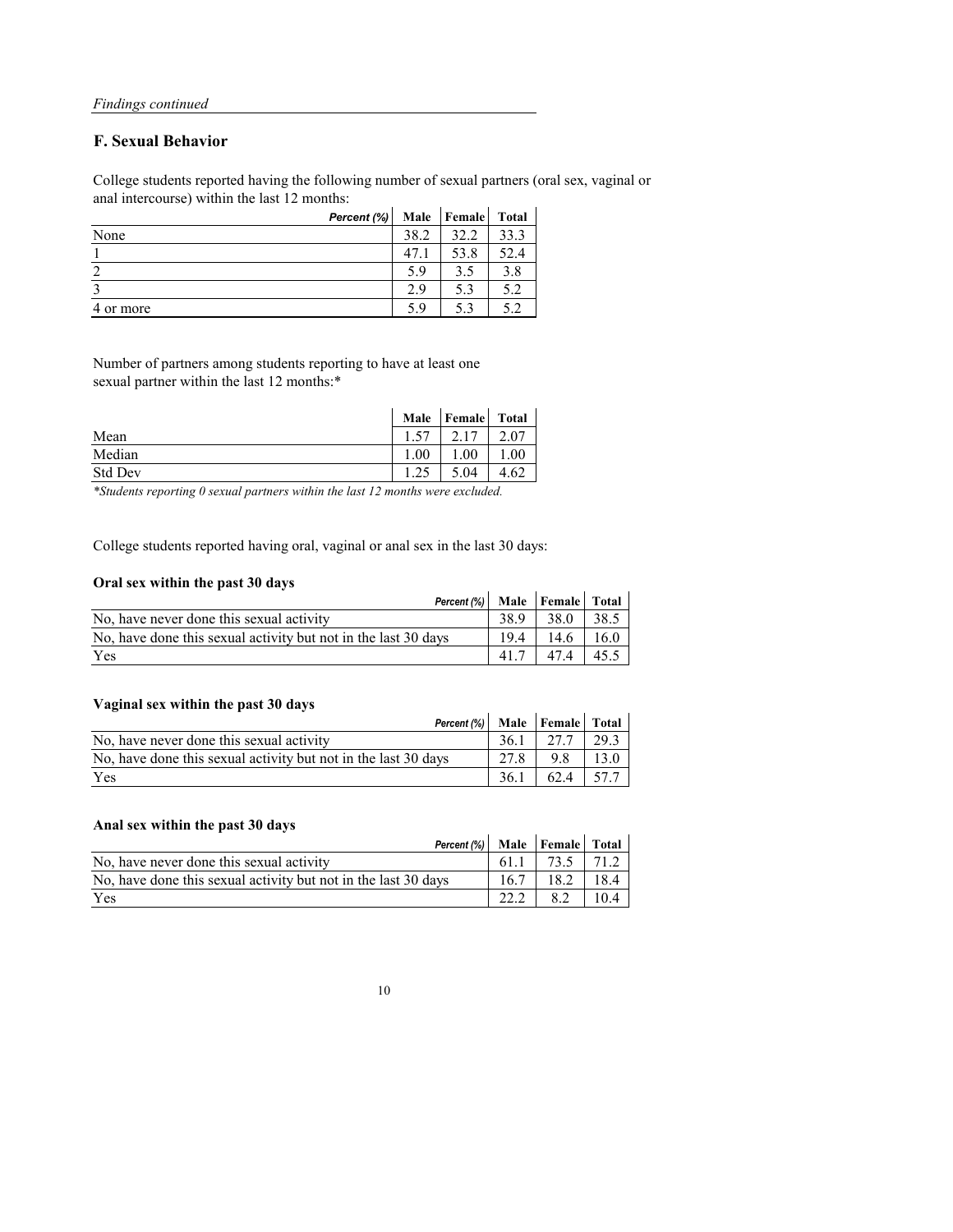*Findings continued*

## F. Sexual Behavior

College students reported having the following number of sexual partners (oral sex, vaginal or anal intercourse) within the last 12 months:

| *Percent (%)* | Male | Female | Total |
|---|---|---|---|
| None | 38.2 | 32.2 | 33.3 |
| 1 | 47.1 | 53.8 | 52.4 |
| 2 | 5.9 | 3.5 | 3.8 |
| 3 | 2.9 | 5.3 | 5.2 |
| 4 or more | 5.9 | 5.3 | 5.2 |

Number of partners among students reporting to have at least one sexual partner within the last 12 months:*

| | Male | Female | Total |
|---|---|---|---|
| Mean | 1.57 | 2.17 | 2.07 |
| Median | 1.00 | 1.00 | 1.00 |
| Std Dev | 1.25 | 5.04 | 4.62 |

*\*Students reporting 0 sexual partners within the last 12 months were excluded.*

College students reported having oral, vaginal or anal sex in the last 30 days:

**Oral sex within the past 30 days**

| *Percent (%)* | Male | Female | Total |
|---|---|---|---|
| No, have never done this sexual activity | 38.9 | 38.0 | 38.5 |
| No, have done this sexual activity but not in the last 30 days | 19.4 | 14.6 | 16.0 |
| Yes | 41.7 | 47.4 | 45.5 |

**Vaginal sex within the past 30 days**

| *Percent (%)* | Male | Female | Total |
|---|---|---|---|
| No, have never done this sexual activity | 36.1 | 27.7 | 29.3 |
| No, have done this sexual activity but not in the last 30 days | 27.8 | 9.8 | 13.0 |
| Yes | 36.1 | 62.4 | 57.7 |

**Anal sex within the past 30 days**

| *Percent (%)* | Male | Female | Total |
|---|---|---|---|
| No, have never done this sexual activity | 61.1 | 73.5 | 71.2 |
| No, have done this sexual activity but not in the last 30 days | 16.7 | 18.2 | 18.4 |
| Yes | 22.2 | 8.2 | 10.4 |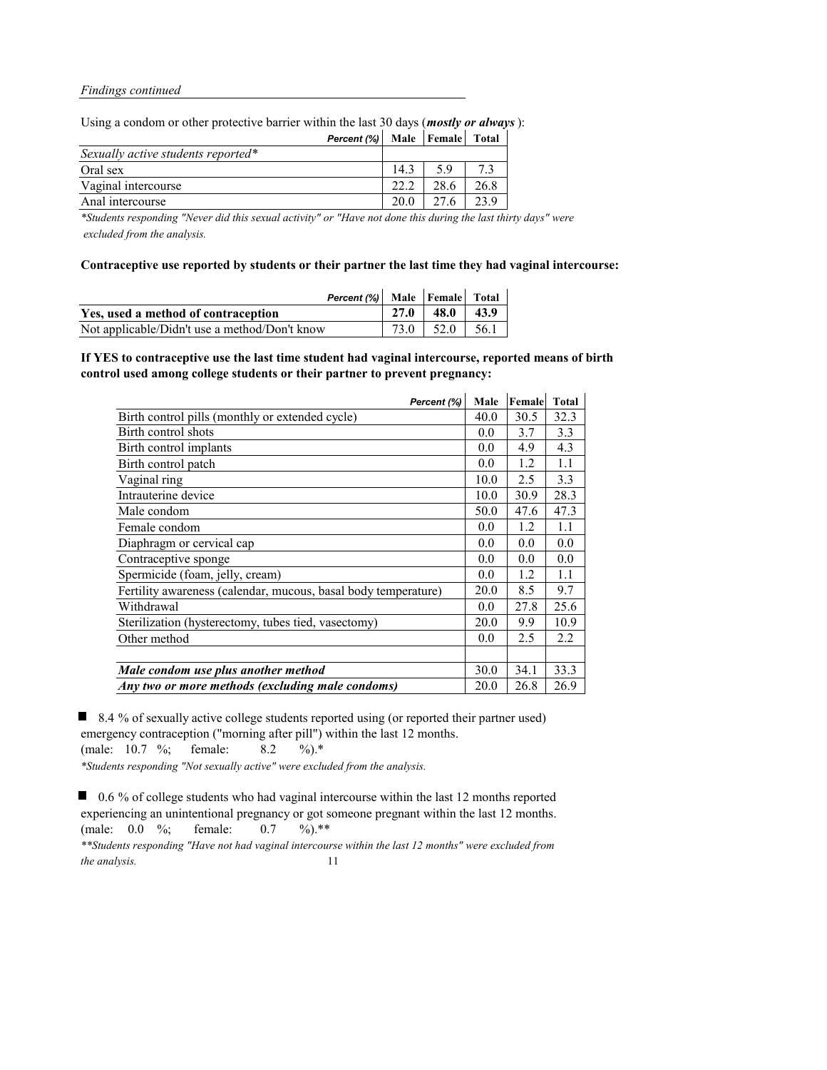*Findings continued*

Using a condom or other protective barrier within the last 30 days (***mostly or always*** ):

| *Percent (%)* | Male | Female | Total |
|---|---|---|---|
| *Sexually active students reported** | | | |
| Oral sex | 14.3 | 5.9 | 7.3 |
| Vaginal intercourse | 22.2 | 28.6 | 26.8 |
| Anal intercourse | 20.0 | 27.6 | 23.9 |

**Students responding "Never did this sexual activity" or "Have not done this during the last thirty days" were excluded from the analysis.*

**Contraceptive use reported by students or their partner the last time they had vaginal intercourse:**

| *Percent (%)* | Male | Female | Total |
|---|---|---|---|
| **Yes, used a method of contraception** | **27.0** | **48.0** | **43.9** |
| Not applicable/Didn't use a method/Don't know | 73.0 | 52.0 | 56.1 |

**If YES to contraceptive use the last time student had vaginal intercourse, reported means of birth control used among college students or their partner to prevent pregnancy:**

| *Percent (%)* | Male | Female | Total |
|---|---|---|---|
| Birth control pills (monthly or extended cycle) | 40.0 | 30.5 | 32.3 |
| Birth control shots | 0.0 | 3.7 | 3.3 |
| Birth control implants | 0.0 | 4.9 | 4.3 |
| Birth control patch | 0.0 | 1.2 | 1.1 |
| Vaginal ring | 10.0 | 2.5 | 3.3 |
| Intrauterine device | 10.0 | 30.9 | 28.3 |
| Male condom | 50.0 | 47.6 | 47.3 |
| Female condom | 0.0 | 1.2 | 1.1 |
| Diaphragm or cervical cap | 0.0 | 0.0 | 0.0 |
| Contraceptive sponge | 0.0 | 0.0 | 0.0 |
| Spermicide (foam, jelly, cream) | 0.0 | 1.2 | 1.1 |
| Fertility awareness (calendar, mucous, basal body temperature) | 20.0 | 8.5 | 9.7 |
| Withdrawal | 0.0 | 27.8 | 25.6 |
| Sterilization (hysterectomy, tubes tied, vasectomy) | 20.0 | 9.9 | 10.9 |
| Other method | 0.0 | 2.5 | 2.2 |
| | | | |
| ***Male condom use plus another method*** | 30.0 | 34.1 | 33.3 |
| ***Any two or more methods (excluding male condoms)*** | 20.0 | 26.8 | 26.9 |

- 8.4 % of sexually active college students reported using (or reported their partner used) emergency contraception ("morning after pill") within the last 12 months. (male: 10.7 %; female: 8.2 %).*

*\*Students responding "Not sexually active" were excluded from the analysis.*

- 0.6 % of college students who had vaginal intercourse within the last 12 months reported experiencing an unintentional pregnancy or got someone pregnant within the last 12 months. (male: 0.0 %; female: 0.7 %).**

*\*\*Students responding "Have not had vaginal intercourse within the last 12 months" were excluded from the analysis.*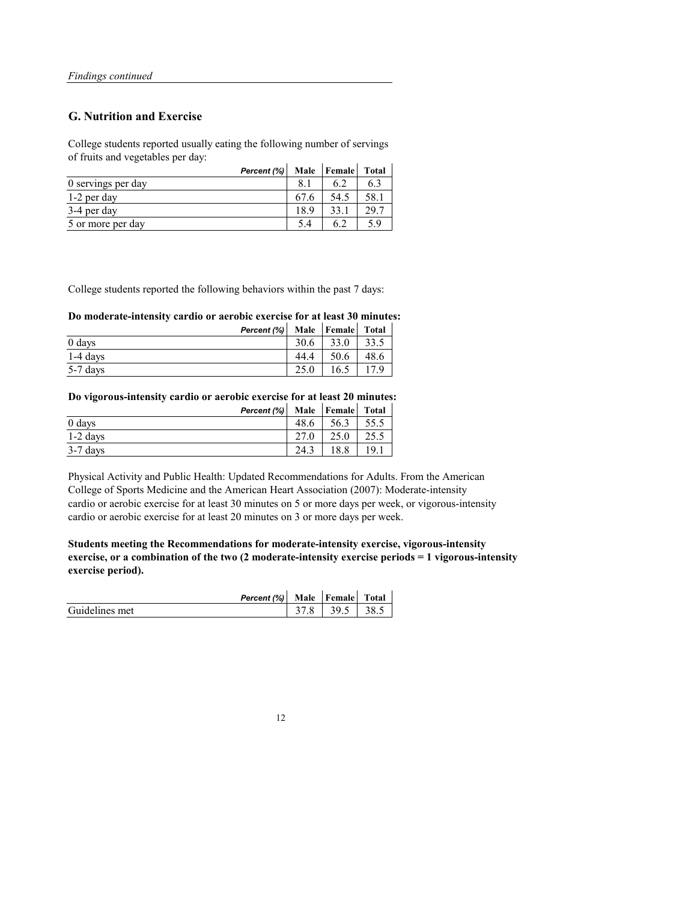*Findings continued*

## G. Nutrition and Exercise

College students reported usually eating the following number of servings of fruits and vegetables per day:

| *Percent (%)* | Male | Female | Total |
|---|---|---|---|
| 0 servings per day | 8.1 | 6.2 | 6.3 |
| 1-2 per day | 67.6 | 54.5 | 58.1 |
| 3-4 per day | 18.9 | 33.1 | 29.7 |
| 5 or more per day | 5.4 | 6.2 | 5.9 |

College students reported the following behaviors within the past 7 days:

**Do moderate-intensity cardio or aerobic exercise for at least 30 minutes:**

| *Percent (%)* | Male | Female | Total |
|---|---|---|---|
| 0 days | 30.6 | 33.0 | 33.5 |
| 1-4 days | 44.4 | 50.6 | 48.6 |
| 5-7 days | 25.0 | 16.5 | 17.9 |

**Do vigorous-intensity cardio or aerobic exercise for at least 20 minutes:**

| *Percent (%)* | Male | Female | Total |
|---|---|---|---|
| 0 days | 48.6 | 56.3 | 55.5 |
| 1-2 days | 27.0 | 25.0 | 25.5 |
| 3-7 days | 24.3 | 18.8 | 19.1 |

Physical Activity and Public Health: Updated Recommendations for Adults. From the American College of Sports Medicine and the American Heart Association (2007): Moderate-intensity cardio or aerobic exercise for at least 30 minutes on 5 or more days per week, or vigorous-intensity cardio or aerobic exercise for at least 20 minutes on 3 or more days per week.

**Students meeting the Recommendations for moderate-intensity exercise, vigorous-intensity exercise, or a combination of the two (2 moderate-intensity exercise periods = 1 vigorous-intensity exercise period).**

| *Percent (%)* | Male | Female | Total |
|---|---|---|---|
| Guidelines met | 37.8 | 39.5 | 38.5 |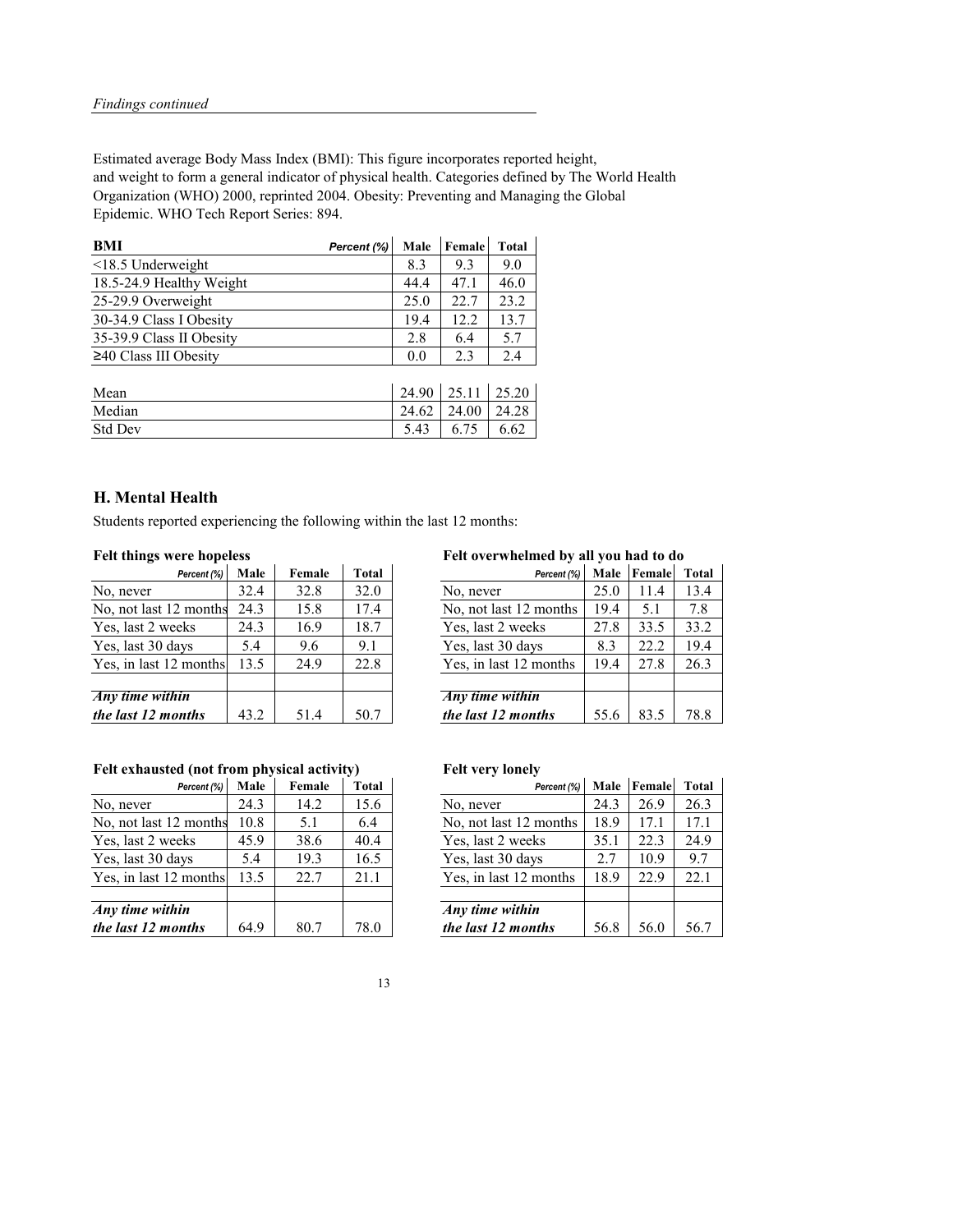*Findings continued*

Estimated average Body Mass Index (BMI): This figure incorporates reported height, and weight to form a general indicator of physical health. Categories defined by The World Health Organization (WHO) 2000, reprinted 2004. Obesity: Preventing and Managing the Global Epidemic. WHO Tech Report Series: 894.

| **BMI** *Percent (%)* | **Male** | **Female** | **Total** |
|---|---|---|---|
| <18.5 Underweight | 8.3 | 9.3 | 9.0 |
| 18.5-24.9 Healthy Weight | 44.4 | 47.1 | 46.0 |
| 25-29.9 Overweight | 25.0 | 22.7 | 23.2 |
| 30-34.9 Class I Obesity | 19.4 | 12.2 | 13.7 |
| 35-39.9 Class II Obesity | 2.8 | 6.4 | 5.7 |
| ≥40 Class III Obesity | 0.0 | 2.3 | 2.4 |
| | | | |
| Mean | 24.90 | 25.11 | 25.20 |
| Median | 24.62 | 24.00 | 24.28 |
| Std Dev | 5.43 | 6.75 | 6.62 |

## H. Mental Health

Students reported experiencing the following within the last 12 months:

**Felt things were hopeless**

| *Percent (%)* | **Male** | **Female** | **Total** |
|---|---|---|---|
| No, never | 32.4 | 32.8 | 32.0 |
| No, not last 12 months | 24.3 | 15.8 | 17.4 |
| Yes, last 2 weeks | 24.3 | 16.9 | 18.7 |
| Yes, last 30 days | 5.4 | 9.6 | 9.1 |
| Yes, in last 12 months | 13.5 | 24.9 | 22.8 |
| | | | |
| ***Any time within the last 12 months*** | 43.2 | 51.4 | 50.7 |

**Felt overwhelmed by all you had to do**

| *Percent (%)* | **Male** | **Female** | **Total** |
|---|---|---|---|
| No, never | 25.0 | 11.4 | 13.4 |
| No, not last 12 months | 19.4 | 5.1 | 7.8 |
| Yes, last 2 weeks | 27.8 | 33.5 | 33.2 |
| Yes, last 30 days | 8.3 | 22.2 | 19.4 |
| Yes, in last 12 months | 19.4 | 27.8 | 26.3 |
| | | | |
| ***Any time within the last 12 months*** | 55.6 | 83.5 | 78.8 |

**Felt exhausted (not from physical activity)**

| *Percent (%)* | **Male** | **Female** | **Total** |
|---|---|---|---|
| No, never | 24.3 | 14.2 | 15.6 |
| No, not last 12 months | 10.8 | 5.1 | 6.4 |
| Yes, last 2 weeks | 45.9 | 38.6 | 40.4 |
| Yes, last 30 days | 5.4 | 19.3 | 16.5 |
| Yes, in last 12 months | 13.5 | 22.7 | 21.1 |
| | | | |
| ***Any time within the last 12 months*** | 64.9 | 80.7 | 78.0 |

**Felt very lonely**

| *Percent (%)* | **Male** | **Female** | **Total** |
|---|---|---|---|
| No, never | 24.3 | 26.9 | 26.3 |
| No, not last 12 months | 18.9 | 17.1 | 17.1 |
| Yes, last 2 weeks | 35.1 | 22.3 | 24.9 |
| Yes, last 30 days | 2.7 | 10.9 | 9.7 |
| Yes, in last 12 months | 18.9 | 22.9 | 22.1 |
| | | | |
| ***Any time within the last 12 months*** | 56.8 | 56.0 | 56.7 |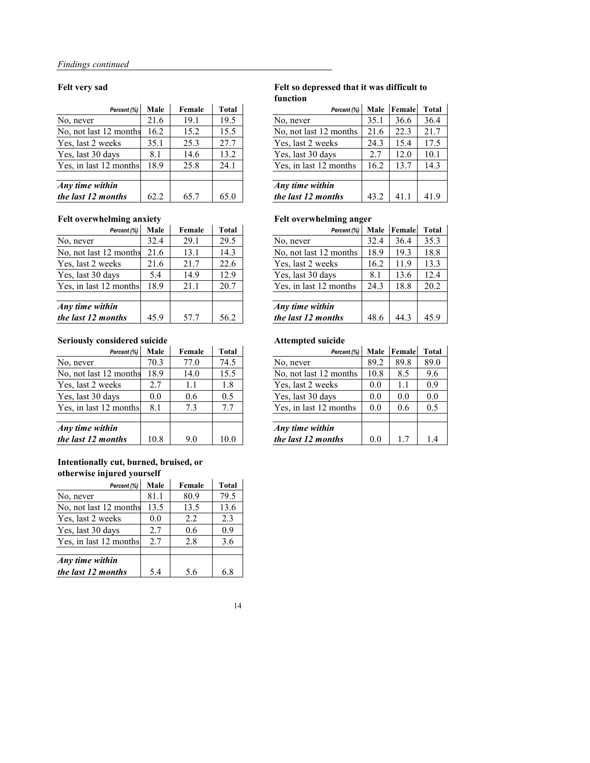*Findings continued*

### Felt very sad

| Percent (%) | Male | Female | Total |
|---|---|---|---|
| No, never | 21.6 | 19.1 | 19.5 |
| No, not last 12 months | 16.2 | 15.2 | 15.5 |
| Yes, last 2 weeks | 35.1 | 25.3 | 27.7 |
| Yes, last 30 days | 8.1 | 14.6 | 13.2 |
| Yes, in last 12 months | 18.9 | 25.8 | 24.1 |
| | | | |
| ***Any time within the last 12 months*** | 62.2 | 65.7 | 65.0 |

### Felt so depressed that it was difficult to function

| Percent (%) | Male | Female | Total |
|---|---|---|---|
| No, never | 35.1 | 36.6 | 36.4 |
| No, not last 12 months | 21.6 | 22.3 | 21.7 |
| Yes, last 2 weeks | 24.3 | 15.4 | 17.5 |
| Yes, last 30 days | 2.7 | 12.0 | 10.1 |
| Yes, in last 12 months | 16.2 | 13.7 | 14.3 |
| | | | |
| ***Any time within the last 12 months*** | 43.2 | 41.1 | 41.9 |

### Felt overwhelming anxiety

| Percent (%) | Male | Female | Total |
|---|---|---|---|
| No, never | 32.4 | 29.1 | 29.5 |
| No, not last 12 months | 21.6 | 13.1 | 14.3 |
| Yes, last 2 weeks | 21.6 | 21.7 | 22.6 |
| Yes, last 30 days | 5.4 | 14.9 | 12.9 |
| Yes, in last 12 months | 18.9 | 21.1 | 20.7 |
| | | | |
| ***Any time within the last 12 months*** | 45.9 | 57.7 | 56.2 |

### Felt overwhelming anger

| Percent (%) | Male | Female | Total |
|---|---|---|---|
| No, never | 32.4 | 36.4 | 35.3 |
| No, not last 12 months | 18.9 | 19.3 | 18.8 |
| Yes, last 2 weeks | 16.2 | 11.9 | 13.3 |
| Yes, last 30 days | 8.1 | 13.6 | 12.4 |
| Yes, in last 12 months | 24.3 | 18.8 | 20.2 |
| | | | |
| ***Any time within the last 12 months*** | 48.6 | 44.3 | 45.9 |

### Seriously considered suicide

| Percent (%) | Male | Female | Total |
|---|---|---|---|
| No, never | 70.3 | 77.0 | 74.5 |
| No, not last 12 months | 18.9 | 14.0 | 15.5 |
| Yes, last 2 weeks | 2.7 | 1.1 | 1.8 |
| Yes, last 30 days | 0.0 | 0.6 | 0.5 |
| Yes, in last 12 months | 8.1 | 7.3 | 7.7 |
| | | | |
| ***Any time within the last 12 months*** | 10.8 | 9.0 | 10.0 |

### Attempted suicide

| Percent (%) | Male | Female | Total |
|---|---|---|---|
| No, never | 89.2 | 89.8 | 89.0 |
| No, not last 12 months | 10.8 | 8.5 | 9.6 |
| Yes, last 2 weeks | 0.0 | 1.1 | 0.9 |
| Yes, last 30 days | 0.0 | 0.0 | 0.0 |
| Yes, in last 12 months | 0.0 | 0.6 | 0.5 |
| | | | |
| ***Any time within the last 12 months*** | 0.0 | 1.7 | 1.4 |

### Intentionally cut, burned, bruised, or otherwise injured yourself

| Percent (%) | Male | Female | Total |
|---|---|---|---|
| No, never | 81.1 | 80.9 | 79.5 |
| No, not last 12 months | 13.5 | 13.5 | 13.6 |
| Yes, last 2 weeks | 0.0 | 2.2 | 2.3 |
| Yes, last 30 days | 2.7 | 0.6 | 0.9 |
| Yes, in last 12 months | 2.7 | 2.8 | 3.6 |
| | | | |
| ***Any time within the last 12 months*** | 5.4 | 5.6 | 6.8 |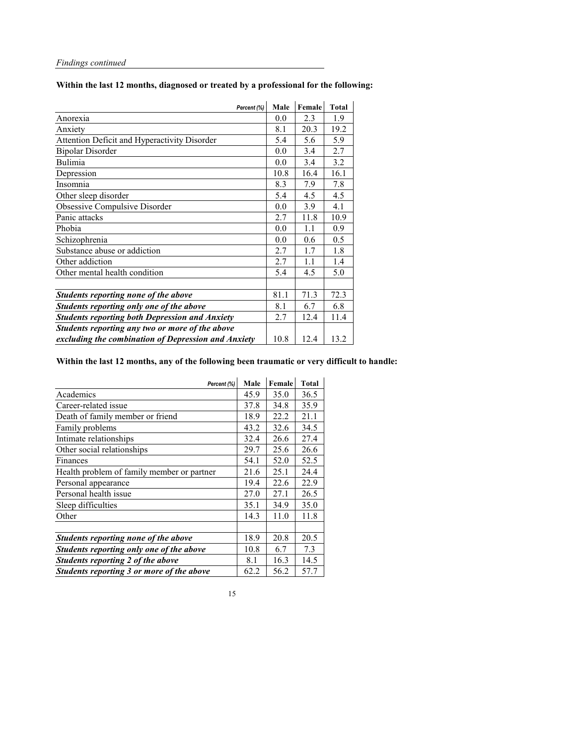*Findings continued*

**Within the last 12 months, diagnosed or treated by a professional for the following:**

| *Percent (%)* | Male | Female | Total |
|---|---|---|---|
| Anorexia | 0.0 | 2.3 | 1.9 |
| Anxiety | 8.1 | 20.3 | 19.2 |
| Attention Deficit and Hyperactivity Disorder | 5.4 | 5.6 | 5.9 |
| Bipolar Disorder | 0.0 | 3.4 | 2.7 |
| Bulimia | 0.0 | 3.4 | 3.2 |
| Depression | 10.8 | 16.4 | 16.1 |
| Insomnia | 8.3 | 7.9 | 7.8 |
| Other sleep disorder | 5.4 | 4.5 | 4.5 |
| Obsessive Compulsive Disorder | 0.0 | 3.9 | 4.1 |
| Panic attacks | 2.7 | 11.8 | 10.9 |
| Phobia | 0.0 | 1.1 | 0.9 |
| Schizophrenia | 0.0 | 0.6 | 0.5 |
| Substance abuse or addiction | 2.7 | 1.7 | 1.8 |
| Other addiction | 2.7 | 1.1 | 1.4 |
| Other mental health condition | 5.4 | 4.5 | 5.0 |
| | | | |
| ***Students reporting none of the above*** | 81.1 | 71.3 | 72.3 |
| ***Students reporting only one of the above*** | 8.1 | 6.7 | 6.8 |
| ***Students reporting both Depression and Anxiety*** | 2.7 | 12.4 | 11.4 |
| ***Students reporting any two or more of the above excluding the combination of Depression and Anxiety*** | 10.8 | 12.4 | 13.2 |

**Within the last 12 months, any of the following been traumatic or very difficult to handle:**

| *Percent (%)* | Male | Female | Total |
|---|---|---|---|
| Academics | 45.9 | 35.0 | 36.5 |
| Career-related issue | 37.8 | 34.8 | 35.9 |
| Death of family member or friend | 18.9 | 22.2 | 21.1 |
| Family problems | 43.2 | 32.6 | 34.5 |
| Intimate relationships | 32.4 | 26.6 | 27.4 |
| Other social relationships | 29.7 | 25.6 | 26.6 |
| Finances | 54.1 | 52.0 | 52.5 |
| Health problem of family member or partner | 21.6 | 25.1 | 24.4 |
| Personal appearance | 19.4 | 22.6 | 22.9 |
| Personal health issue | 27.0 | 27.1 | 26.5 |
| Sleep difficulties | 35.1 | 34.9 | 35.0 |
| Other | 14.3 | 11.0 | 11.8 |
| | | | |
| ***Students reporting none of the above*** | 18.9 | 20.8 | 20.5 |
| ***Students reporting only one of the above*** | 10.8 | 6.7 | 7.3 |
| ***Students reporting 2 of the above*** | 8.1 | 16.3 | 14.5 |
| ***Students reporting 3 or more of the above*** | 62.2 | 56.2 | 57.7 |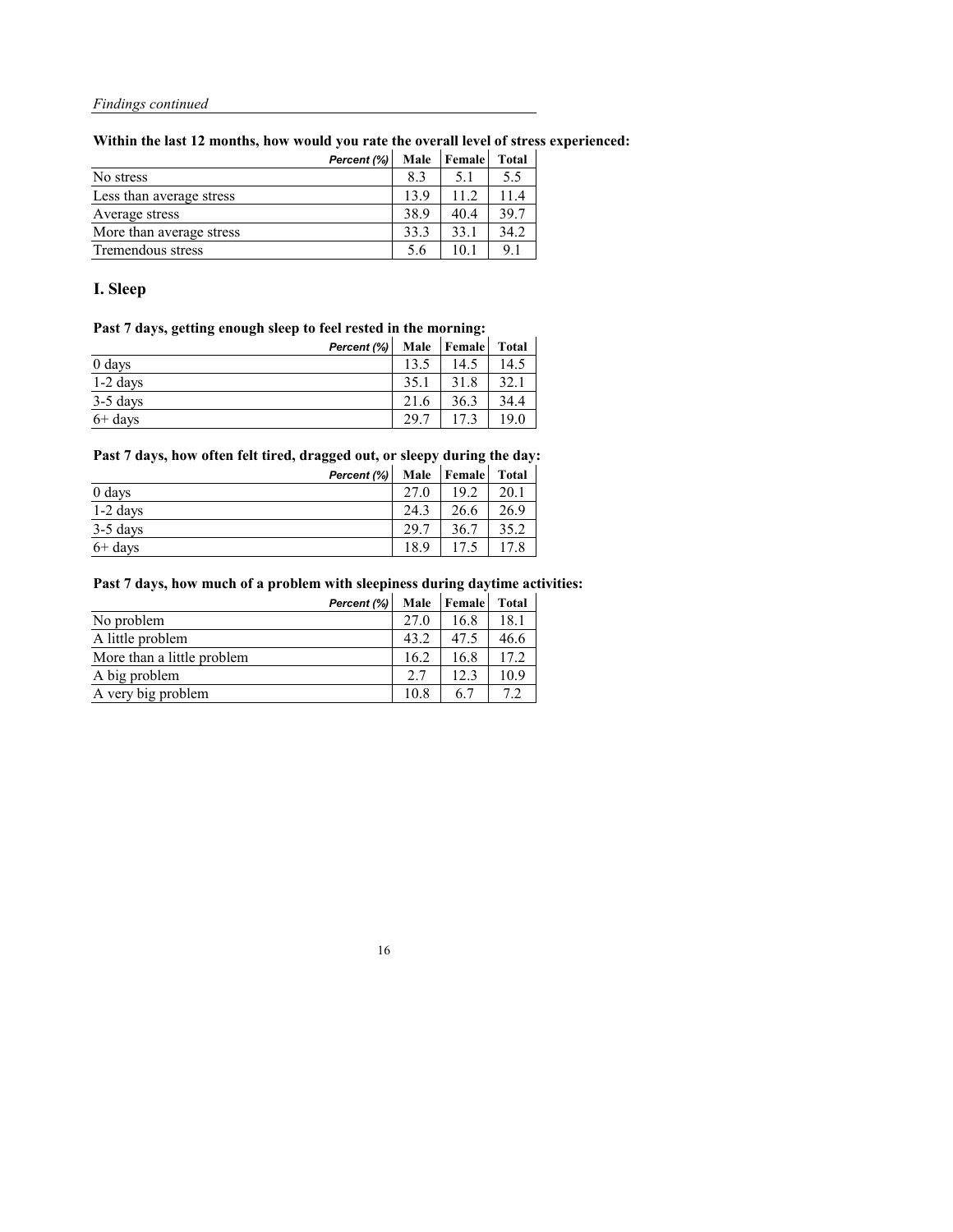*Findings continued*

**Within the last 12 months, how would you rate the overall level of stress experienced:**

| *Percent (%)* | Male | Female | Total |
|---|---|---|---|
| No stress | 8.3 | 5.1 | 5.5 |
| Less than average stress | 13.9 | 11.2 | 11.4 |
| Average stress | 38.9 | 40.4 | 39.7 |
| More than average stress | 33.3 | 33.1 | 34.2 |
| Tremendous stress | 5.6 | 10.1 | 9.1 |

## I. Sleep

**Past 7 days, getting enough sleep to feel rested in the morning:**

| *Percent (%)* | Male | Female | Total |
|---|---|---|---|
| 0 days | 13.5 | 14.5 | 14.5 |
| 1-2 days | 35.1 | 31.8 | 32.1 |
| 3-5 days | 21.6 | 36.3 | 34.4 |
| 6+ days | 29.7 | 17.3 | 19.0 |

**Past 7 days, how often felt tired, dragged out, or sleepy during the day:**

| *Percent (%)* | Male | Female | Total |
|---|---|---|---|
| 0 days | 27.0 | 19.2 | 20.1 |
| 1-2 days | 24.3 | 26.6 | 26.9 |
| 3-5 days | 29.7 | 36.7 | 35.2 |
| 6+ days | 18.9 | 17.5 | 17.8 |

**Past 7 days, how much of a problem with sleepiness during daytime activities:**

| *Percent (%)* | Male | Female | Total |
|---|---|---|---|
| No problem | 27.0 | 16.8 | 18.1 |
| A little problem | 43.2 | 47.5 | 46.6 |
| More than a little problem | 16.2 | 16.8 | 17.2 |
| A big problem | 2.7 | 12.3 | 10.9 |
| A very big problem | 10.8 | 6.7 | 7.2 |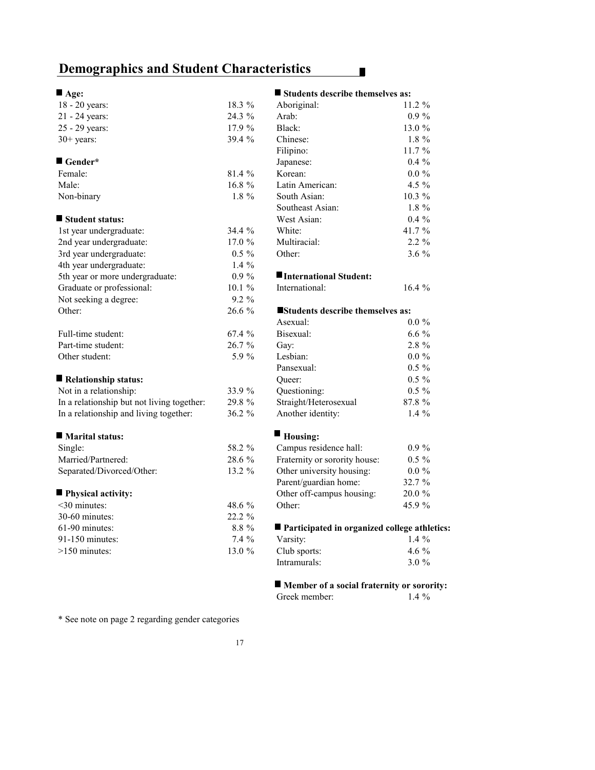## Demographics and Student Characteristics

**Age:**

| | |
|---|---|
| 18 - 20 years: | 18.3 % |
| 21 - 24 years: | 24.3 % |
| 25 - 29 years: | 17.9 % |
| 30+ years: | 39.4 % |

**Gender***

| | |
|---|---|
| Female: | 81.4 % |
| Male: | 16.8 % |
| Non-binary | 1.8 % |

**Student status:**

| | |
|---|---|
| 1st year undergraduate: | 34.4 % |
| 2nd year undergraduate: | 17.0 % |
| 3rd year undergraduate: | 0.5 % |
| 4th year undergraduate: | 1.4 % |
| 5th year or more undergraduate: | 0.9 % |
| Graduate or professional: | 10.1 % |
| Not seeking a degree: | 9.2 % |
| Other: | 26.6 % |
| | |
| Full-time student: | 67.4 % |
| Part-time student: | 26.7 % |
| Other student: | 5.9 % |

**Relationship status:**

| | |
|---|---|
| Not in a relationship: | 33.9 % |
| In a relationship but not living together: | 29.8 % |
| In a relationship and living together: | 36.2 % |

**Marital status:**

| | |
|---|---|
| Single: | 58.2 % |
| Married/Partnered: | 28.6 % |
| Separated/Divorced/Other: | 13.2 % |

**Physical activity:**

| | |
|---|---|
| <30 minutes: | 48.6 % |
| 30-60 minutes: | 22.2 % |
| 61-90 minutes: | 8.8 % |
| 91-150 minutes: | 7.4 % |
| >150 minutes: | 13.0 % |

**Students describe themselves as:**

| | |
|---|---|
| Aboriginal: | 11.2 % |
| Arab: | 0.9 % |
| Black: | 13.0 % |
| Chinese: | 1.8 % |
| Filipino: | 11.7 % |
| Japanese: | 0.4 % |
| Korean: | 0.0 % |
| Latin American: | 4.5 % |
| South Asian: | 10.3 % |
| Southeast Asian: | 1.8 % |
| West Asian: | 0.4 % |
| White: | 41.7 % |
| Multiracial: | 2.2 % |
| Other: | 3.6 % |

**International Student:**

| | |
|---|---|
| International: | 16.4 % |

**Students describe themselves as:**

| | |
|---|---|
| Asexual: | 0.0 % |
| Bisexual: | 6.6 % |
| Gay: | 2.8 % |
| Lesbian: | 0.0 % |
| Pansexual: | 0.5 % |
| Queer: | 0.5 % |
| Questioning: | 0.5 % |
| Straight/Heterosexual | 87.8 % |
| Another identity: | 1.4 % |

**Housing:**

| | |
|---|---|
| Campus residence hall: | 0.9 % |
| Fraternity or sorority house: | 0.5 % |
| Other university housing: | 0.0 % |
| Parent/guardian home: | 32.7 % |
| Other off-campus housing: | 20.0 % |
| Other: | 45.9 % |

**Participated in organized college athletics:**

| | |
|---|---|
| Varsity: | 1.4 % |
| Club sports: | 4.6 % |
| Intramurals: | 3.0 % |

**Member of a social fraternity or sorority:**

| | |
|---|---|
| Greek member: | 1.4 % |

* See note on page 2 regarding gender categories